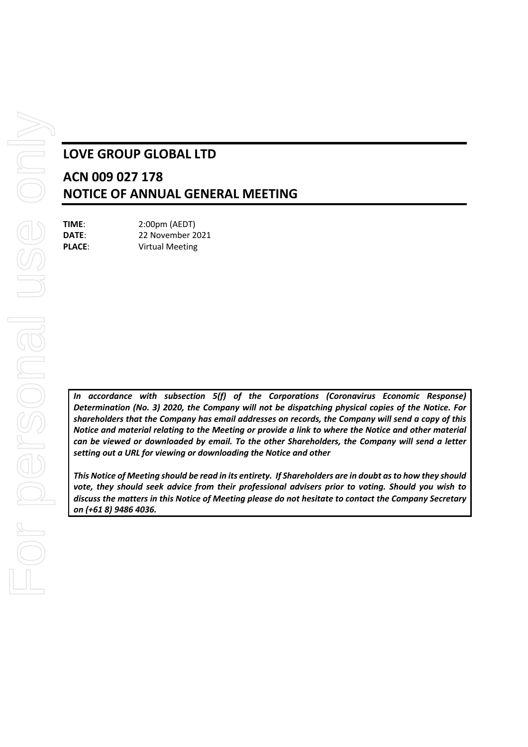# LOVE GROUP GLOBAL LTD

# ACN 009 027 178
# NOTICE OF ANNUAL GENERAL MEETING

**TIME**: 2:00pm (AEDT)
**DATE**: 22 November 2021
**PLACE**: Virtual Meeting

***In accordance with subsection 5(f) of the Corporations (Coronavirus Economic Response) Determination (No. 3) 2020, the Company will not be dispatching physical copies of the Notice. For shareholders that the Company has email addresses on records, the Company will send a copy of this Notice and material relating to the Meeting or provide a link to where the Notice and other material can be viewed or downloaded by email. To the other Shareholders, the Company will send a letter setting out a URL for viewing or downloading the Notice and other***

***This Notice of Meeting should be read in its entirety. If Shareholders are in doubt as to how they should vote, they should seek advice from their professional advisers prior to voting. Should you wish to discuss the matters in this Notice of Meeting please do not hesitate to contact the Company Secretary on (+61 8) 9486 4036.***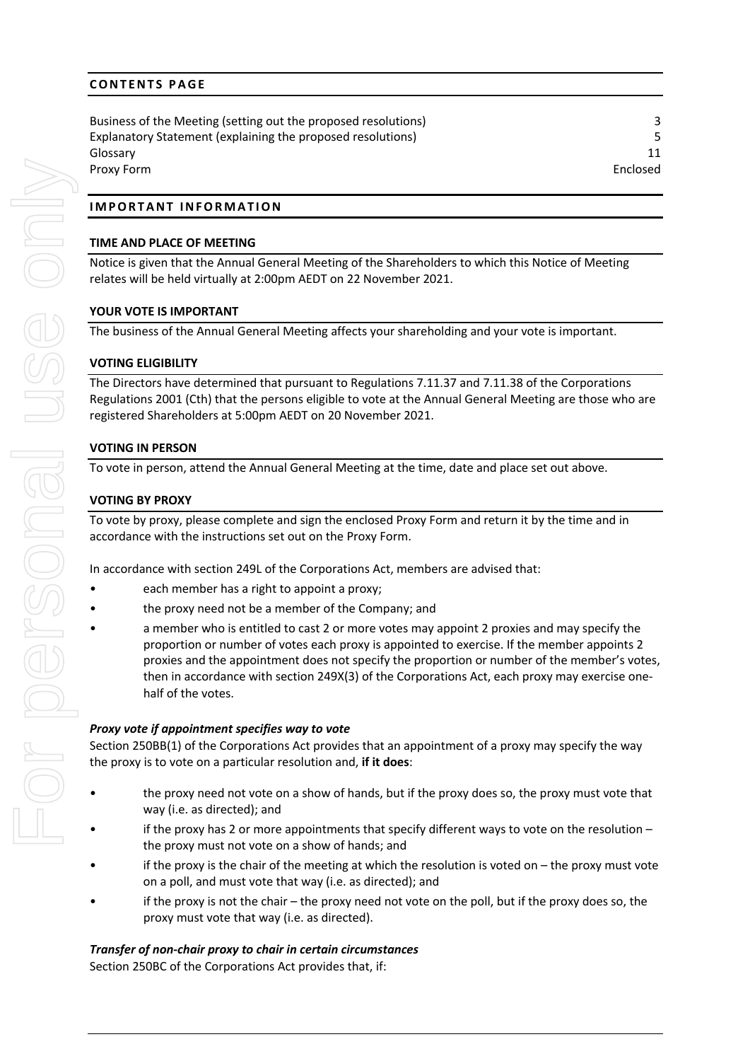## CONTENTS PAGE

| | |
|---|---|
| Business of the Meeting (setting out the proposed resolutions) | 3 |
| Explanatory Statement (explaining the proposed resolutions) | 5 |
| Glossary | 11 |
| Proxy Form | Enclosed |

## IMPORTANT INFORMATION

### TIME AND PLACE OF MEETING

Notice is given that the Annual General Meeting of the Shareholders to which this Notice of Meeting relates will be held virtually at 2:00pm AEDT on 22 November 2021.

### YOUR VOTE IS IMPORTANT

The business of the Annual General Meeting affects your shareholding and your vote is important.

### VOTING ELIGIBILITY

The Directors have determined that pursuant to Regulations 7.11.37 and 7.11.38 of the Corporations Regulations 2001 (Cth) that the persons eligible to vote at the Annual General Meeting are those who are registered Shareholders at 5:00pm AEDT on 20 November 2021.

### VOTING IN PERSON

To vote in person, attend the Annual General Meeting at the time, date and place set out above.

### VOTING BY PROXY

To vote by proxy, please complete and sign the enclosed Proxy Form and return it by the time and in accordance with the instructions set out on the Proxy Form.

In accordance with section 249L of the Corporations Act, members are advised that:

- each member has a right to appoint a proxy;
- the proxy need not be a member of the Company; and
- a member who is entitled to cast 2 or more votes may appoint 2 proxies and may specify the proportion or number of votes each proxy is appointed to exercise. If the member appoints 2 proxies and the appointment does not specify the proportion or number of the member's votes, then in accordance with section 249X(3) of the Corporations Act, each proxy may exercise one-half of the votes.

***Proxy vote if appointment specifies way to vote***

Section 250BB(1) of the Corporations Act provides that an appointment of a proxy may specify the way the proxy is to vote on a particular resolution and, **if it does**:

- the proxy need not vote on a show of hands, but if the proxy does so, the proxy must vote that way (i.e. as directed); and
- if the proxy has 2 or more appointments that specify different ways to vote on the resolution – the proxy must not vote on a show of hands; and
- if the proxy is the chair of the meeting at which the resolution is voted on – the proxy must vote on a poll, and must vote that way (i.e. as directed); and
- if the proxy is not the chair – the proxy need not vote on the poll, but if the proxy does so, the proxy must vote that way (i.e. as directed).

***Transfer of non-chair proxy to chair in certain circumstances***

Section 250BC of the Corporations Act provides that, if: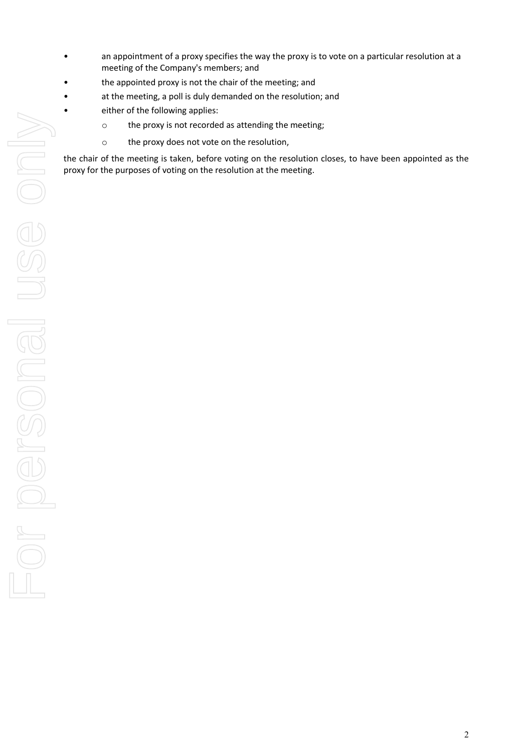- an appointment of a proxy specifies the way the proxy is to vote on a particular resolution at a meeting of the Company's members; and
- the appointed proxy is not the chair of the meeting; and
- at the meeting, a poll is duly demanded on the resolution; and
- either of the following applies:
  - the proxy is not recorded as attending the meeting;
  - the proxy does not vote on the resolution,

the chair of the meeting is taken, before voting on the resolution closes, to have been appointed as the proxy for the purposes of voting on the resolution at the meeting.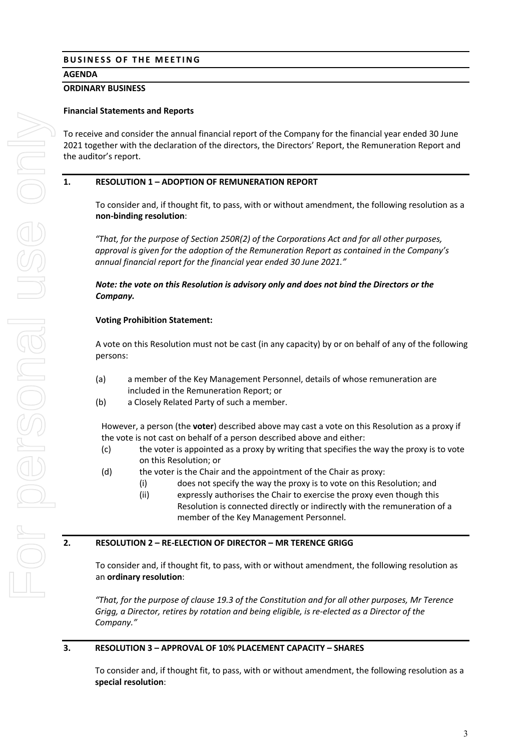## BUSINESS OF THE MEETING

### AGENDA

### ORDINARY BUSINESS

**Financial Statements and Reports**

To receive and consider the annual financial report of the Company for the financial year ended 30 June 2021 together with the declaration of the directors, the Directors' Report, the Remuneration Report and the auditor's report.

### 1. RESOLUTION 1 – ADOPTION OF REMUNERATION REPORT

To consider and, if thought fit, to pass, with or without amendment, the following resolution as a **non-binding resolution**:

*"That, for the purpose of Section 250R(2) of the Corporations Act and for all other purposes, approval is given for the adoption of the Remuneration Report as contained in the Company's annual financial report for the financial year ended 30 June 2021."*

***Note: the vote on this Resolution is advisory only and does not bind the Directors or the Company.***

**Voting Prohibition Statement:**

A vote on this Resolution must not be cast (in any capacity) by or on behalf of any of the following persons:

(a) a member of the Key Management Personnel, details of whose remuneration are included in the Remuneration Report; or

(b) a Closely Related Party of such a member.

However, a person (the **voter**) described above may cast a vote on this Resolution as a proxy if the vote is not cast on behalf of a person described above and either:

(c) the voter is appointed as a proxy by writing that specifies the way the proxy is to vote on this Resolution; or

(d) the voter is the Chair and the appointment of the Chair as proxy:

  (i) does not specify the way the proxy is to vote on this Resolution; and

  (ii) expressly authorises the Chair to exercise the proxy even though this Resolution is connected directly or indirectly with the remuneration of a member of the Key Management Personnel.

### 2. RESOLUTION 2 – RE-ELECTION OF DIRECTOR – MR TERENCE GRIGG

To consider and, if thought fit, to pass, with or without amendment, the following resolution as an **ordinary resolution**:

*"That, for the purpose of clause 19.3 of the Constitution and for all other purposes, Mr Terence Grigg, a Director, retires by rotation and being eligible, is re-elected as a Director of the Company."*

### 3. RESOLUTION 3 – APPROVAL OF 10% PLACEMENT CAPACITY – SHARES

To consider and, if thought fit, to pass, with or without amendment, the following resolution as a **special resolution**: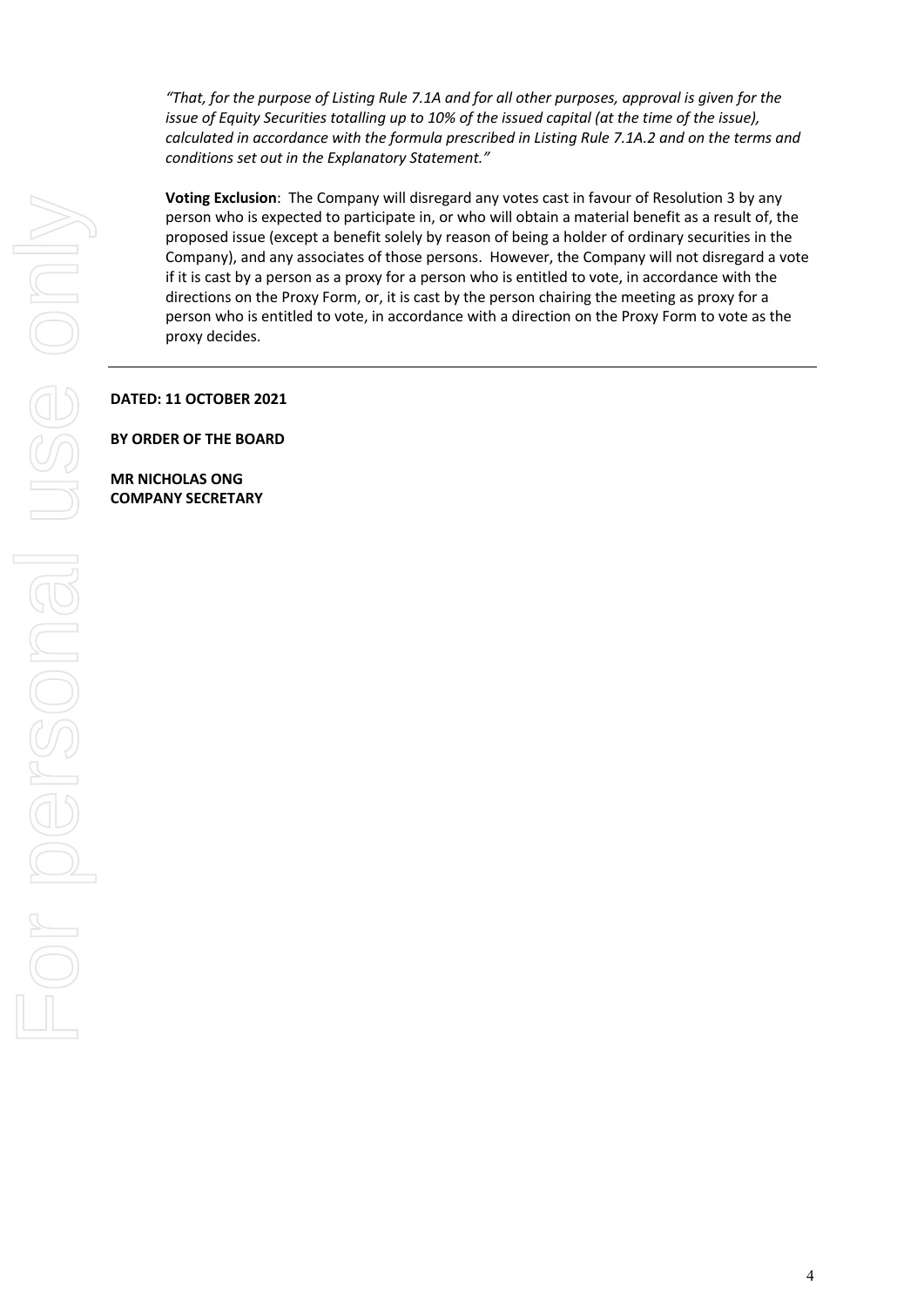*"That, for the purpose of Listing Rule 7.1A and for all other purposes, approval is given for the issue of Equity Securities totalling up to 10% of the issued capital (at the time of the issue), calculated in accordance with the formula prescribed in Listing Rule 7.1A.2 and on the terms and conditions set out in the Explanatory Statement."*

**Voting Exclusion**: The Company will disregard any votes cast in favour of Resolution 3 by any person who is expected to participate in, or who will obtain a material benefit as a result of, the proposed issue (except a benefit solely by reason of being a holder of ordinary securities in the Company), and any associates of those persons. However, the Company will not disregard a vote if it is cast by a person as a proxy for a person who is entitled to vote, in accordance with the directions on the Proxy Form, or, it is cast by the person chairing the meeting as proxy for a person who is entitled to vote, in accordance with a direction on the Proxy Form to vote as the proxy decides.

---

**DATED: 11 OCTOBER 2021**

**BY ORDER OF THE BOARD**

**MR NICHOLAS ONG**
**COMPANY SECRETARY**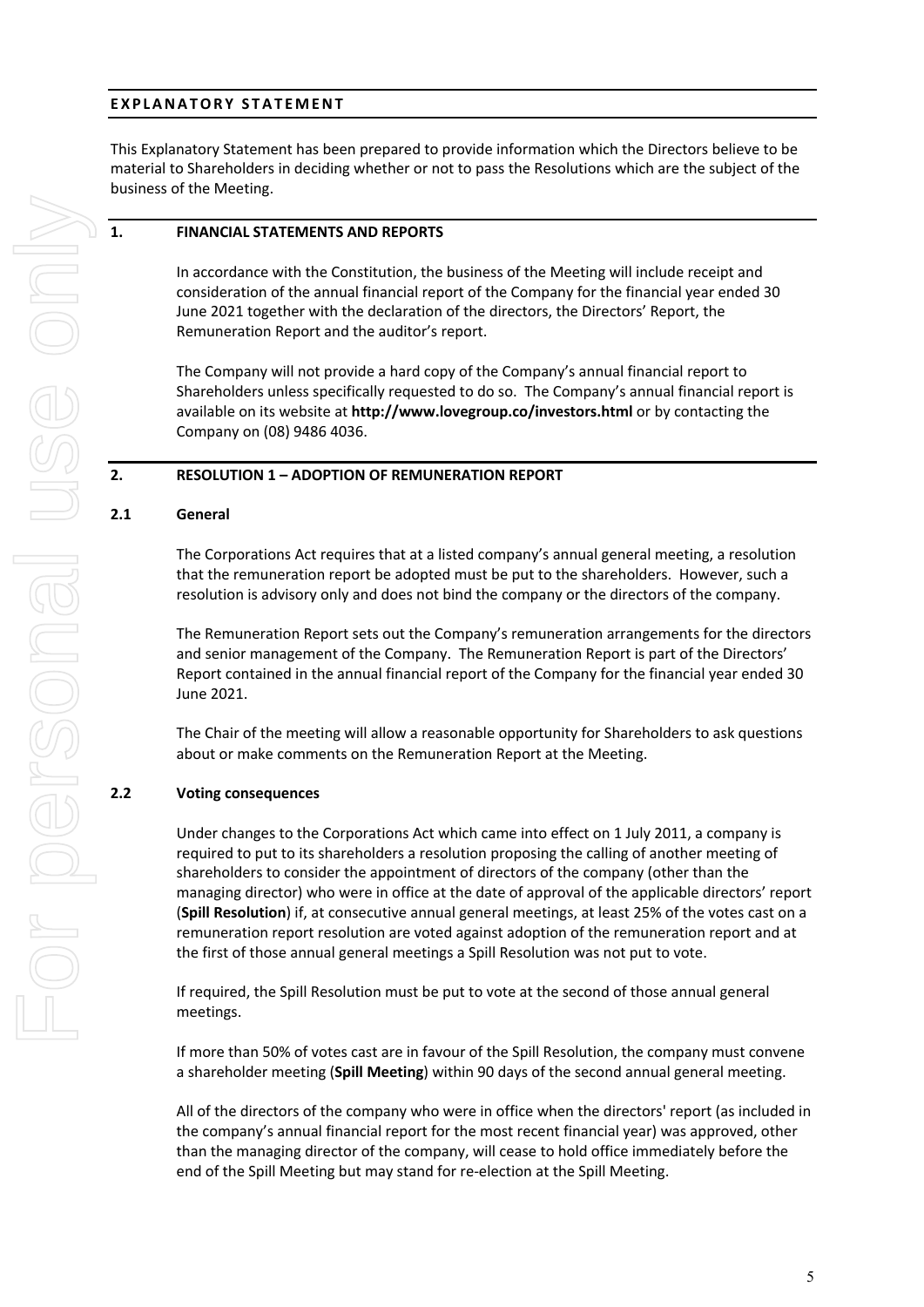# EXPLANATORY STATEMENT

This Explanatory Statement has been prepared to provide information which the Directors believe to be material to Shareholders in deciding whether or not to pass the Resolutions which are the subject of the business of the Meeting.

## 1. FINANCIAL STATEMENTS AND REPORTS

In accordance with the Constitution, the business of the Meeting will include receipt and consideration of the annual financial report of the Company for the financial year ended 30 June 2021 together with the declaration of the directors, the Directors' Report, the Remuneration Report and the auditor's report.

The Company will not provide a hard copy of the Company's annual financial report to Shareholders unless specifically requested to do so. The Company's annual financial report is available on its website at **http://www.lovegroup.co/investors.html** or by contacting the Company on (08) 9486 4036.

## 2. RESOLUTION 1 – ADOPTION OF REMUNERATION REPORT

### 2.1 General

The Corporations Act requires that at a listed company's annual general meeting, a resolution that the remuneration report be adopted must be put to the shareholders. However, such a resolution is advisory only and does not bind the company or the directors of the company.

The Remuneration Report sets out the Company's remuneration arrangements for the directors and senior management of the Company. The Remuneration Report is part of the Directors' Report contained in the annual financial report of the Company for the financial year ended 30 June 2021.

The Chair of the meeting will allow a reasonable opportunity for Shareholders to ask questions about or make comments on the Remuneration Report at the Meeting.

### 2.2 Voting consequences

Under changes to the Corporations Act which came into effect on 1 July 2011, a company is required to put to its shareholders a resolution proposing the calling of another meeting of shareholders to consider the appointment of directors of the company (other than the managing director) who were in office at the date of approval of the applicable directors' report (**Spill Resolution**) if, at consecutive annual general meetings, at least 25% of the votes cast on a remuneration report resolution are voted against adoption of the remuneration report and at the first of those annual general meetings a Spill Resolution was not put to vote.

If required, the Spill Resolution must be put to vote at the second of those annual general meetings.

If more than 50% of votes cast are in favour of the Spill Resolution, the company must convene a shareholder meeting (**Spill Meeting**) within 90 days of the second annual general meeting.

All of the directors of the company who were in office when the directors' report (as included in the company's annual financial report for the most recent financial year) was approved, other than the managing director of the company, will cease to hold office immediately before the end of the Spill Meeting but may stand for re-election at the Spill Meeting.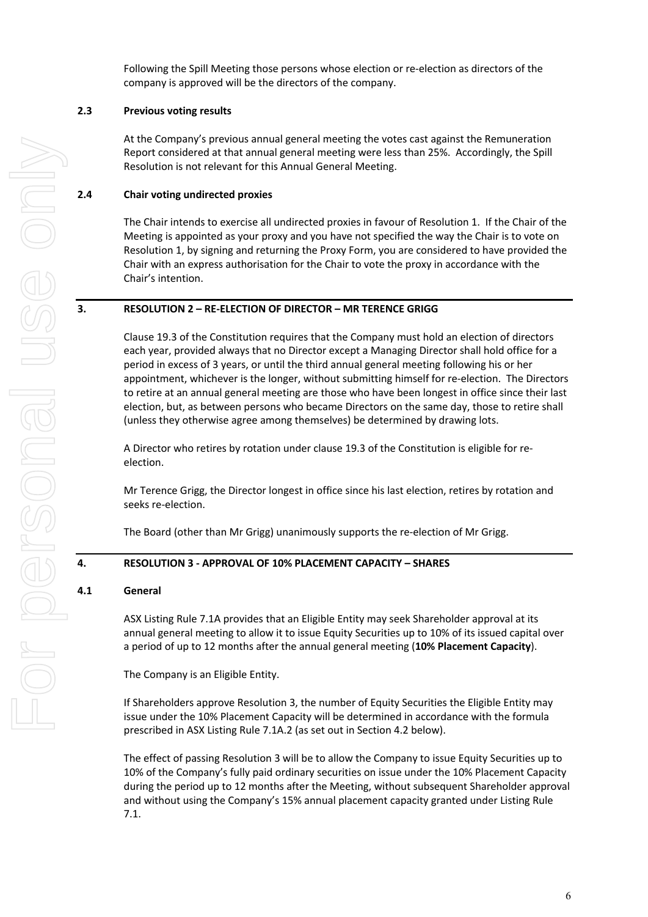Following the Spill Meeting those persons whose election or re-election as directors of the company is approved will be the directors of the company.

### 2.3 Previous voting results

At the Company's previous annual general meeting the votes cast against the Remuneration Report considered at that annual general meeting were less than 25%. Accordingly, the Spill Resolution is not relevant for this Annual General Meeting.

### 2.4 Chair voting undirected proxies

The Chair intends to exercise all undirected proxies in favour of Resolution 1. If the Chair of the Meeting is appointed as your proxy and you have not specified the way the Chair is to vote on Resolution 1, by signing and returning the Proxy Form, you are considered to have provided the Chair with an express authorisation for the Chair to vote the proxy in accordance with the Chair's intention.

## 3. RESOLUTION 2 – RE-ELECTION OF DIRECTOR – MR TERENCE GRIGG

Clause 19.3 of the Constitution requires that the Company must hold an election of directors each year, provided always that no Director except a Managing Director shall hold office for a period in excess of 3 years, or until the third annual general meeting following his or her appointment, whichever is the longer, without submitting himself for re-election. The Directors to retire at an annual general meeting are those who have been longest in office since their last election, but, as between persons who became Directors on the same day, those to retire shall (unless they otherwise agree among themselves) be determined by drawing lots.

A Director who retires by rotation under clause 19.3 of the Constitution is eligible for re-election.

Mr Terence Grigg, the Director longest in office since his last election, retires by rotation and seeks re-election.

The Board (other than Mr Grigg) unanimously supports the re-election of Mr Grigg.

## 4. RESOLUTION 3 - APPROVAL OF 10% PLACEMENT CAPACITY – SHARES

### 4.1 General

ASX Listing Rule 7.1A provides that an Eligible Entity may seek Shareholder approval at its annual general meeting to allow it to issue Equity Securities up to 10% of its issued capital over a period of up to 12 months after the annual general meeting (**10% Placement Capacity**).

The Company is an Eligible Entity.

If Shareholders approve Resolution 3, the number of Equity Securities the Eligible Entity may issue under the 10% Placement Capacity will be determined in accordance with the formula prescribed in ASX Listing Rule 7.1A.2 (as set out in Section 4.2 below).

The effect of passing Resolution 3 will be to allow the Company to issue Equity Securities up to 10% of the Company's fully paid ordinary securities on issue under the 10% Placement Capacity during the period up to 12 months after the Meeting, without subsequent Shareholder approval and without using the Company's 15% annual placement capacity granted under Listing Rule 7.1.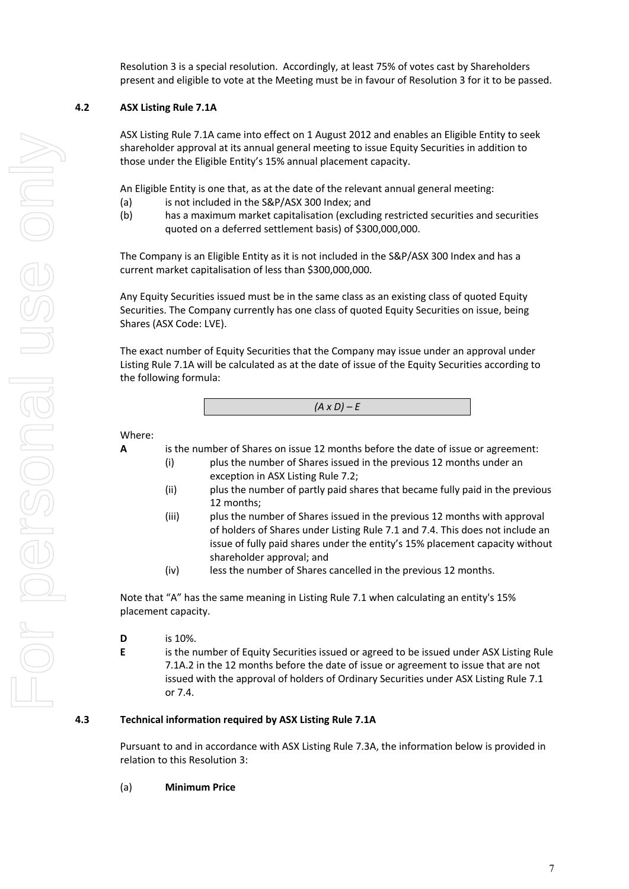Resolution 3 is a special resolution. Accordingly, at least 75% of votes cast by Shareholders present and eligible to vote at the Meeting must be in favour of Resolution 3 for it to be passed.

### 4.2 ASX Listing Rule 7.1A

ASX Listing Rule 7.1A came into effect on 1 August 2012 and enables an Eligible Entity to seek shareholder approval at its annual general meeting to issue Equity Securities in addition to those under the Eligible Entity's 15% annual placement capacity.

An Eligible Entity is one that, as at the date of the relevant annual general meeting:

(a) is not included in the S&P/ASX 300 Index; and

(b) has a maximum market capitalisation (excluding restricted securities and securities quoted on a deferred settlement basis) of $300,000,000.

The Company is an Eligible Entity as it is not included in the S&P/ASX 300 Index and has a current market capitalisation of less than $300,000,000.

Any Equity Securities issued must be in the same class as an existing class of quoted Equity Securities. The Company currently has one class of quoted Equity Securities on issue, being Shares (ASX Code: LVE).

The exact number of Equity Securities that the Company may issue under an approval under Listing Rule 7.1A will be calculated as at the date of issue of the Equity Securities according to the following formula:

$$(A \times D) - E$$

Where:

**A** is the number of Shares on issue 12 months before the date of issue or agreement:

(i) plus the number of Shares issued in the previous 12 months under an exception in ASX Listing Rule 7.2;

(ii) plus the number of partly paid shares that became fully paid in the previous 12 months;

(iii) plus the number of Shares issued in the previous 12 months with approval of holders of Shares under Listing Rule 7.1 and 7.4. This does not include an issue of fully paid shares under the entity's 15% placement capacity without shareholder approval; and

(iv) less the number of Shares cancelled in the previous 12 months.

Note that "A" has the same meaning in Listing Rule 7.1 when calculating an entity's 15% placement capacity.

**D** is 10%.

**E** is the number of Equity Securities issued or agreed to be issued under ASX Listing Rule 7.1A.2 in the 12 months before the date of issue or agreement to issue that are not issued with the approval of holders of Ordinary Securities under ASX Listing Rule 7.1 or 7.4.

### 4.3 Technical information required by ASX Listing Rule 7.1A

Pursuant to and in accordance with ASX Listing Rule 7.3A, the information below is provided in relation to this Resolution 3:

(a) **Minimum Price**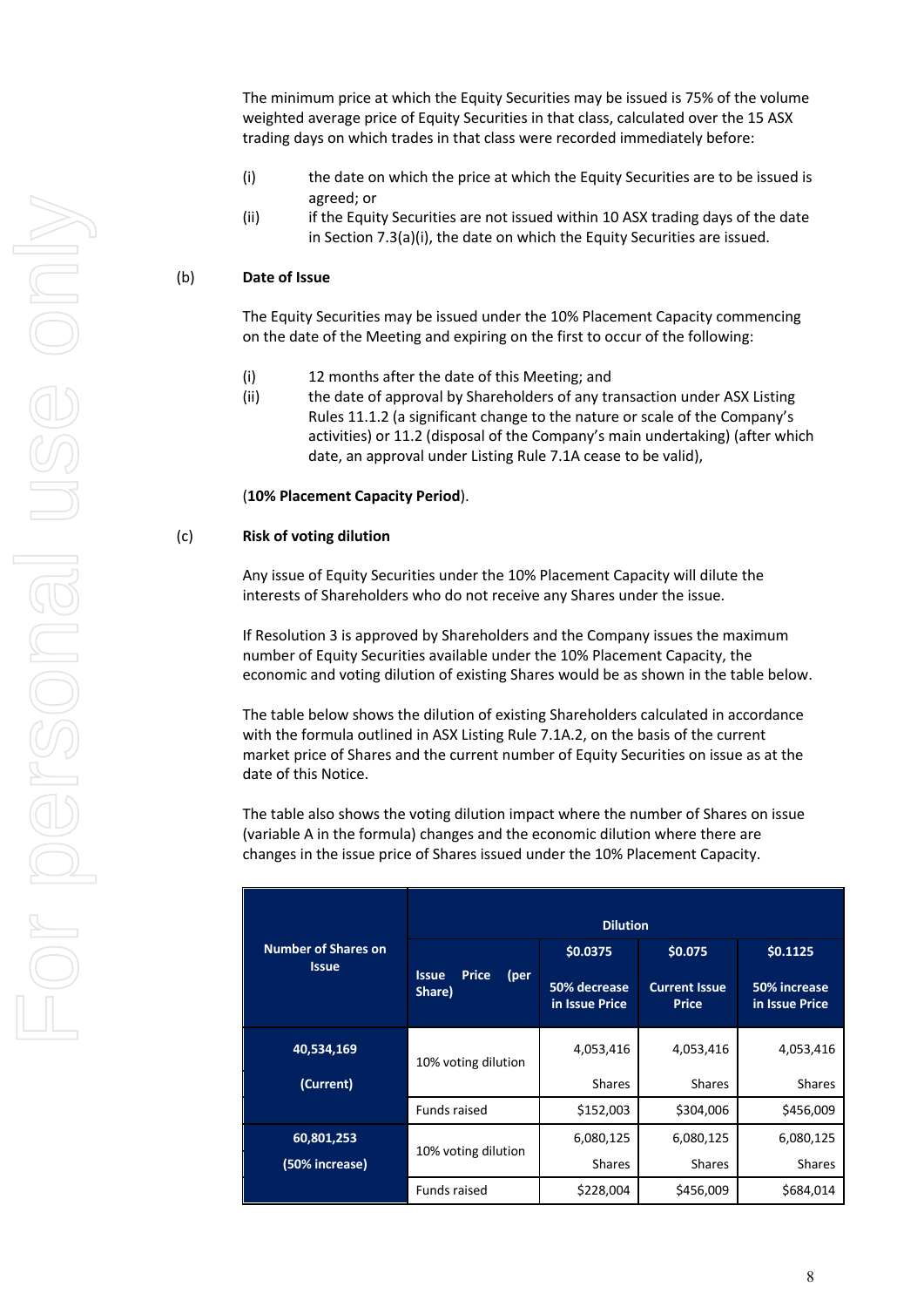The minimum price at which the Equity Securities may be issued is 75% of the volume weighted average price of Equity Securities in that class, calculated over the 15 ASX trading days on which trades in that class were recorded immediately before:

(i) the date on which the price at which the Equity Securities are to be issued is agreed; or

(ii) if the Equity Securities are not issued within 10 ASX trading days of the date in Section 7.3(a)(i), the date on which the Equity Securities are issued.

(b) **Date of Issue**

The Equity Securities may be issued under the 10% Placement Capacity commencing on the date of the Meeting and expiring on the first to occur of the following:

(i) 12 months after the date of this Meeting; and

(ii) the date of approval by Shareholders of any transaction under ASX Listing Rules 11.1.2 (a significant change to the nature or scale of the Company's activities) or 11.2 (disposal of the Company's main undertaking) (after which date, an approval under Listing Rule 7.1A cease to be valid),

(**10% Placement Capacity Period**).

(c) **Risk of voting dilution**

Any issue of Equity Securities under the 10% Placement Capacity will dilute the interests of Shareholders who do not receive any Shares under the issue.

If Resolution 3 is approved by Shareholders and the Company issues the maximum number of Equity Securities available under the 10% Placement Capacity, the economic and voting dilution of existing Shares would be as shown in the table below.

The table below shows the dilution of existing Shareholders calculated in accordance with the formula outlined in ASX Listing Rule 7.1A.2, on the basis of the current market price of Shares and the current number of Equity Securities on issue as at the date of this Notice.

The table also shows the voting dilution impact where the number of Shares on issue (variable A in the formula) changes and the economic dilution where there are changes in the issue price of Shares issued under the 10% Placement Capacity.

| Number of Shares on Issue | Dilution | | | |
|---|---|---|---|---|
| | Issue Price (per Share) | $0.0375<br>50% decrease in Issue Price | $0.075<br>Current Issue Price | $0.1125<br>50% increase in Issue Price |
| 40,534,169<br>(Current) | 10% voting dilution | 4,053,416 Shares | 4,053,416 Shares | 4,053,416 Shares |
| | Funds raised | $152,003 | $304,006 | $456,009 |
| 60,801,253<br>(50% increase) | 10% voting dilution | 6,080,125 Shares | 6,080,125 Shares | 6,080,125 Shares |
| | Funds raised | $228,004 | $456,009 | $684,014 |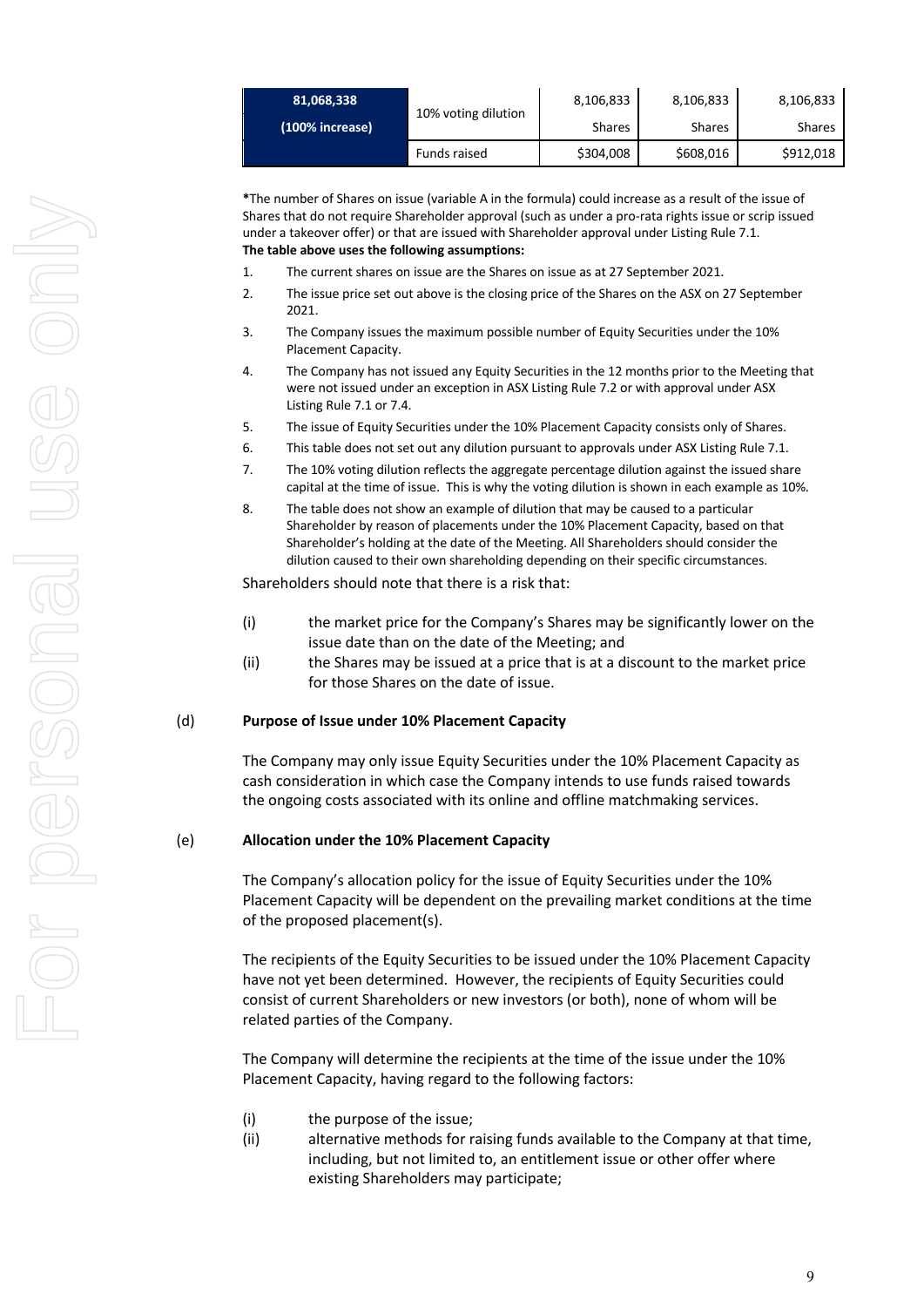| 81,068,338 (100% increase) | 10% voting dilution | 8,106,833 Shares | 8,106,833 Shares | 8,106,833 Shares |
|---|---|---|---|---|
| | Funds raised | $304,008 | $608,016 | $912,018 |

*The number of Shares on issue (variable A in the formula) could increase as a result of the issue of Shares that do not require Shareholder approval (such as under a pro-rata rights issue or scrip issued under a takeover offer) or that are issued with Shareholder approval under Listing Rule 7.1.

**The table above uses the following assumptions:**

1. The current shares on issue are the Shares on issue as at 27 September 2021.
2. The issue price set out above is the closing price of the Shares on the ASX on 27 September 2021.
3. The Company issues the maximum possible number of Equity Securities under the 10% Placement Capacity.
4. The Company has not issued any Equity Securities in the 12 months prior to the Meeting that were not issued under an exception in ASX Listing Rule 7.2 or with approval under ASX Listing Rule 7.1 or 7.4.
5. The issue of Equity Securities under the 10% Placement Capacity consists only of Shares.
6. This table does not set out any dilution pursuant to approvals under ASX Listing Rule 7.1.
7. The 10% voting dilution reflects the aggregate percentage dilution against the issued share capital at the time of issue. This is why the voting dilution is shown in each example as 10%.
8. The table does not show an example of dilution that may be caused to a particular Shareholder by reason of placements under the 10% Placement Capacity, based on that Shareholder's holding at the date of the Meeting. All Shareholders should consider the dilution caused to their own shareholding depending on their specific circumstances.

Shareholders should note that there is a risk that:

(i) the market price for the Company's Shares may be significantly lower on the issue date than on the date of the Meeting; and

(ii) the Shares may be issued at a price that is at a discount to the market price for those Shares on the date of issue.

(d) **Purpose of Issue under 10% Placement Capacity**

The Company may only issue Equity Securities under the 10% Placement Capacity as cash consideration in which case the Company intends to use funds raised towards the ongoing costs associated with its online and offline matchmaking services.

(e) **Allocation under the 10% Placement Capacity**

The Company's allocation policy for the issue of Equity Securities under the 10% Placement Capacity will be dependent on the prevailing market conditions at the time of the proposed placement(s).

The recipients of the Equity Securities to be issued under the 10% Placement Capacity have not yet been determined. However, the recipients of Equity Securities could consist of current Shareholders or new investors (or both), none of whom will be related parties of the Company.

The Company will determine the recipients at the time of the issue under the 10% Placement Capacity, having regard to the following factors:

(i) the purpose of the issue;

(ii) alternative methods for raising funds available to the Company at that time, including, but not limited to, an entitlement issue or other offer where existing Shareholders may participate;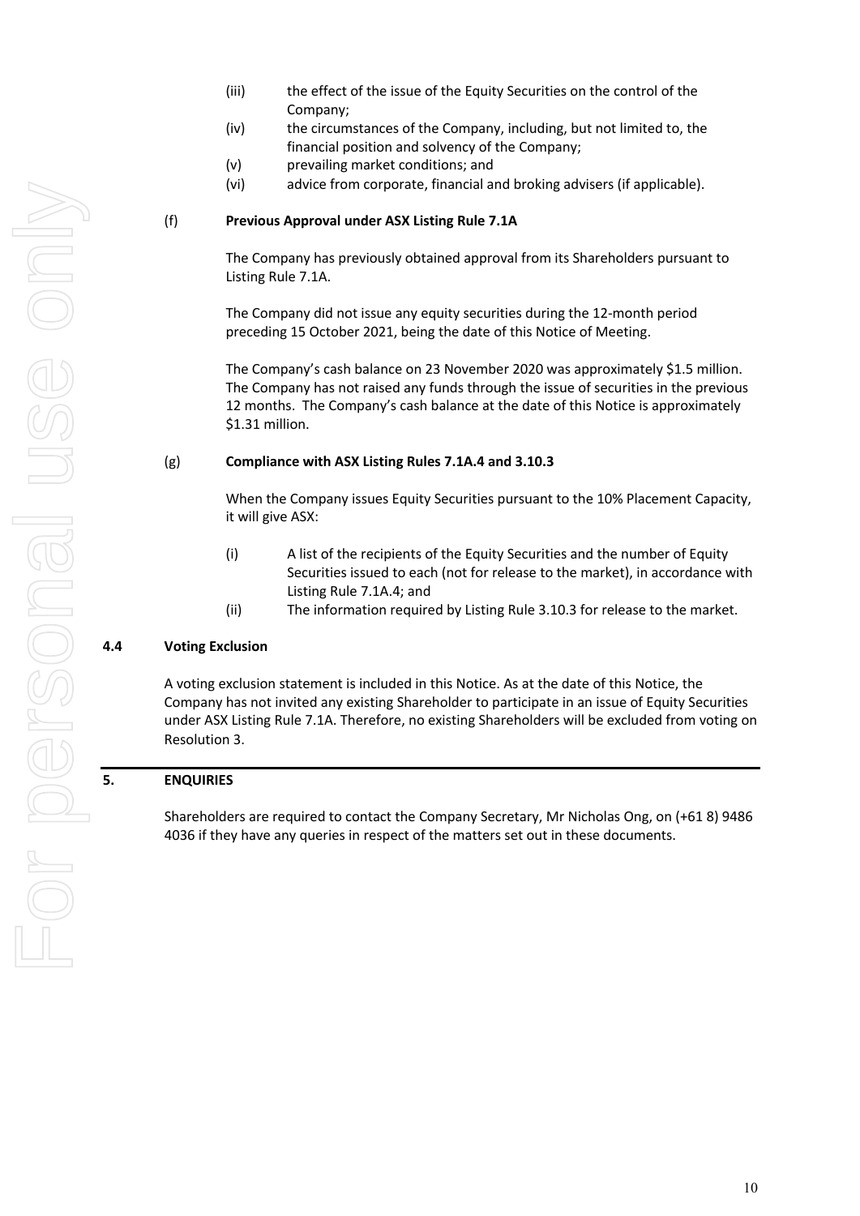(iii) the effect of the issue of the Equity Securities on the control of the Company;

(iv) the circumstances of the Company, including, but not limited to, the financial position and solvency of the Company;

(v) prevailing market conditions; and

(vi) advice from corporate, financial and broking advisers (if applicable).

(f) **Previous Approval under ASX Listing Rule 7.1A**

The Company has previously obtained approval from its Shareholders pursuant to Listing Rule 7.1A.

The Company did not issue any equity securities during the 12-month period preceding 15 October 2021, being the date of this Notice of Meeting.

The Company's cash balance on 23 November 2020 was approximately $1.5 million. The Company has not raised any funds through the issue of securities in the previous 12 months. The Company's cash balance at the date of this Notice is approximately $1.31 million.

(g) **Compliance with ASX Listing Rules 7.1A.4 and 3.10.3**

When the Company issues Equity Securities pursuant to the 10% Placement Capacity, it will give ASX:

(i) A list of the recipients of the Equity Securities and the number of Equity Securities issued to each (not for release to the market), in accordance with Listing Rule 7.1A.4; and

(ii) The information required by Listing Rule 3.10.3 for release to the market.

### 4.4 Voting Exclusion

A voting exclusion statement is included in this Notice. As at the date of this Notice, the Company has not invited any existing Shareholder to participate in an issue of Equity Securities under ASX Listing Rule 7.1A. Therefore, no existing Shareholders will be excluded from voting on Resolution 3.

## 5. ENQUIRIES

Shareholders are required to contact the Company Secretary, Mr Nicholas Ong, on (+61 8) 9486 4036 if they have any queries in respect of the matters set out in these documents.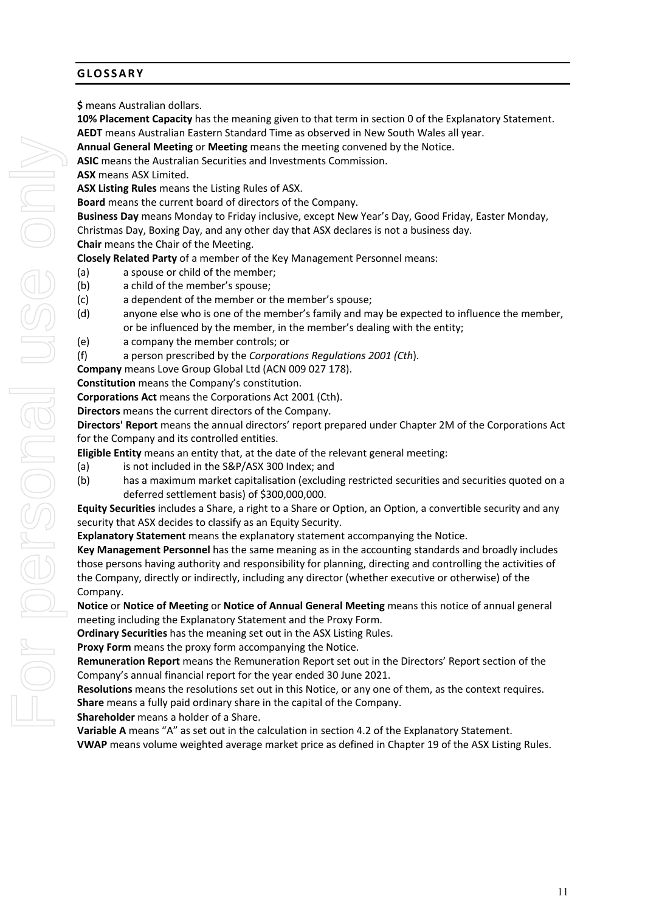## GLOSSARY

**$** means Australian dollars.

**10% Placement Capacity** has the meaning given to that term in section 0 of the Explanatory Statement.

**AEDT** means Australian Eastern Standard Time as observed in New South Wales all year.

**Annual General Meeting** or **Meeting** means the meeting convened by the Notice.

**ASIC** means the Australian Securities and Investments Commission.

**ASX** means ASX Limited.

**ASX Listing Rules** means the Listing Rules of ASX.

**Board** means the current board of directors of the Company.

**Business Day** means Monday to Friday inclusive, except New Year's Day, Good Friday, Easter Monday, Christmas Day, Boxing Day, and any other day that ASX declares is not a business day.

**Chair** means the Chair of the Meeting.

**Closely Related Party** of a member of the Key Management Personnel means:

(a) a spouse or child of the member;

(b) a child of the member's spouse;

(c) a dependent of the member or the member's spouse;

(d) anyone else who is one of the member's family and may be expected to influence the member, or be influenced by the member, in the member's dealing with the entity;

(e) a company the member controls; or

(f) a person prescribed by the *Corporations Regulations 2001 (Cth*).

**Company** means Love Group Global Ltd (ACN 009 027 178).

**Constitution** means the Company's constitution.

**Corporations Act** means the Corporations Act 2001 (Cth).

**Directors** means the current directors of the Company.

**Directors' Report** means the annual directors' report prepared under Chapter 2M of the Corporations Act for the Company and its controlled entities.

**Eligible Entity** means an entity that, at the date of the relevant general meeting:

(a) is not included in the S&P/ASX 300 Index; and

(b) has a maximum market capitalisation (excluding restricted securities and securities quoted on a deferred settlement basis) of $300,000,000.

**Equity Securities** includes a Share, a right to a Share or Option, an Option, a convertible security and any security that ASX decides to classify as an Equity Security.

**Explanatory Statement** means the explanatory statement accompanying the Notice.

**Key Management Personnel** has the same meaning as in the accounting standards and broadly includes those persons having authority and responsibility for planning, directing and controlling the activities of the Company, directly or indirectly, including any director (whether executive or otherwise) of the Company.

**Notice** or **Notice of Meeting** or **Notice of Annual General Meeting** means this notice of annual general meeting including the Explanatory Statement and the Proxy Form.

**Ordinary Securities** has the meaning set out in the ASX Listing Rules.

**Proxy Form** means the proxy form accompanying the Notice.

**Remuneration Report** means the Remuneration Report set out in the Directors' Report section of the Company's annual financial report for the year ended 30 June 2021.

**Resolutions** means the resolutions set out in this Notice, or any one of them, as the context requires.

**Share** means a fully paid ordinary share in the capital of the Company.

**Shareholder** means a holder of a Share.

**Variable A** means "A" as set out in the calculation in section 4.2 of the Explanatory Statement.

**VWAP** means volume weighted average market price as defined in Chapter 19 of the ASX Listing Rules.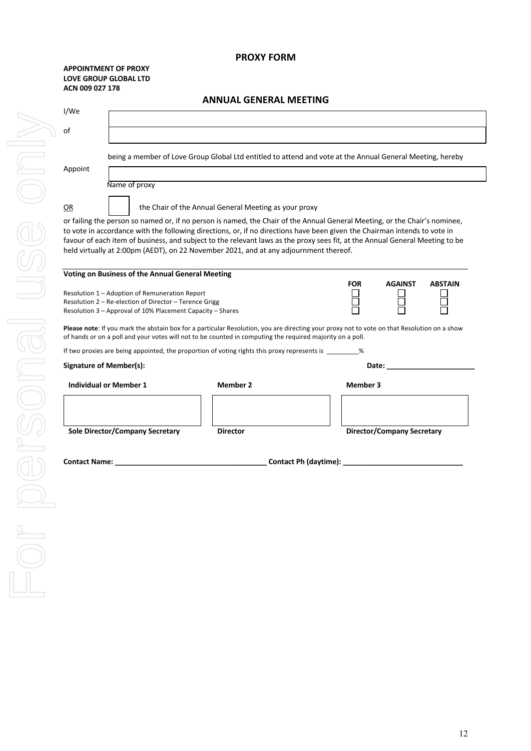# PROXY FORM

**APPOINTMENT OF PROXY**
**LOVE GROUP GLOBAL LTD**
**ACN 009 027 178**

## ANNUAL GENERAL MEETING

I/We ______________________________________________

of ______________________________________________

being a member of Love Group Global Ltd entitled to attend and vote at the Annual General Meeting, hereby

Appoint ______________________________________________

Name of proxy

OR ☐ the Chair of the Annual General Meeting as your proxy

or failing the person so named or, if no person is named, the Chair of the Annual General Meeting, or the Chair's nominee, to vote in accordance with the following directions, or, if no directions have been given the Chairman intends to vote in favour of each item of business, and subject to the relevant laws as the proxy sees fit, at the Annual General Meeting to be held virtually at 2:00pm (AEDT), on 22 November 2021, and at any adjournment thereof.

**Voting on Business of the Annual General Meeting**

| | FOR | AGAINST | ABSTAIN |
|---|---|---|---|
| Resolution 1 – Adoption of Remuneration Report | ☐ | ☐ | ☐ |
| Resolution 2 – Re-election of Director – Terence Grigg | ☐ | ☐ | ☐ |
| Resolution 3 – Approval of 10% Placement Capacity – Shares | ☐ | ☐ | ☐ |

**Please note**: If you mark the abstain box for a particular Resolution, you are directing your proxy not to vote on that Resolution on a show of hands or on a poll and your votes will not to be counted in computing the required majority on a poll.

If two proxies are being appointed, the proportion of voting rights this proxy represents is _________%

**Signature of Member(s):** **Date: ______________________**

| Individual or Member 1 | Member 2 | Member 3 |
|---|---|---|
| | | |
| Sole Director/Company Secretary | Director | Director/Company Secretary |

**Contact Name: ______________________________________ Contact Ph (daytime): ______________________________**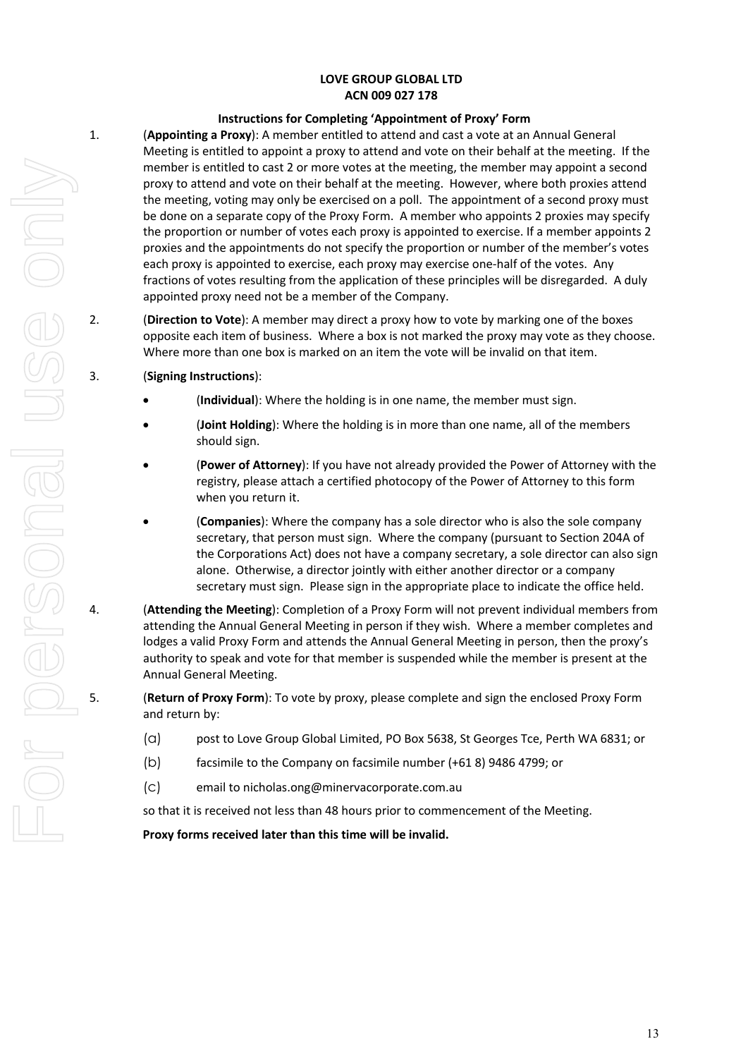**LOVE GROUP GLOBAL LTD**
**ACN 009 027 178**

**Instructions for Completing 'Appointment of Proxy' Form**

1. (**Appointing a Proxy**): A member entitled to attend and cast a vote at an Annual General Meeting is entitled to appoint a proxy to attend and vote on their behalf at the meeting. If the member is entitled to cast 2 or more votes at the meeting, the member may appoint a second proxy to attend and vote on their behalf at the meeting. However, where both proxies attend the meeting, voting may only be exercised on a poll. The appointment of a second proxy must be done on a separate copy of the Proxy Form. A member who appoints 2 proxies may specify the proportion or number of votes each proxy is appointed to exercise. If a member appoints 2 proxies and the appointments do not specify the proportion or number of the member's votes each proxy is appointed to exercise, each proxy may exercise one-half of the votes. Any fractions of votes resulting from the application of these principles will be disregarded. A duly appointed proxy need not be a member of the Company.

2. (**Direction to Vote**): A member may direct a proxy how to vote by marking one of the boxes opposite each item of business. Where a box is not marked the proxy may vote as they choose. Where more than one box is marked on an item the vote will be invalid on that item.

3. (**Signing Instructions**):
   - (**Individual**): Where the holding is in one name, the member must sign.
   - (**Joint Holding**): Where the holding is in more than one name, all of the members should sign.
   - (**Power of Attorney**): If you have not already provided the Power of Attorney with the registry, please attach a certified photocopy of the Power of Attorney to this form when you return it.
   - (**Companies**): Where the company has a sole director who is also the sole company secretary, that person must sign. Where the company (pursuant to Section 204A of the Corporations Act) does not have a company secretary, a sole director can also sign alone. Otherwise, a director jointly with either another director or a company secretary must sign. Please sign in the appropriate place to indicate the office held.

4. (**Attending the Meeting**): Completion of a Proxy Form will not prevent individual members from attending the Annual General Meeting in person if they wish. Where a member completes and lodges a valid Proxy Form and attends the Annual General Meeting in person, then the proxy's authority to speak and vote for that member is suspended while the member is present at the Annual General Meeting.

5. (**Return of Proxy Form**): To vote by proxy, please complete and sign the enclosed Proxy Form and return by:

   (a) post to Love Group Global Limited, PO Box 5638, St Georges Tce, Perth WA 6831; or

   (b) facsimile to the Company on facsimile number (+61 8) 9486 4799; or

   (c) email to nicholas.ong@minervacorporate.com.au

   so that it is received not less than 48 hours prior to commencement of the Meeting.

   **Proxy forms received later than this time will be invalid.**